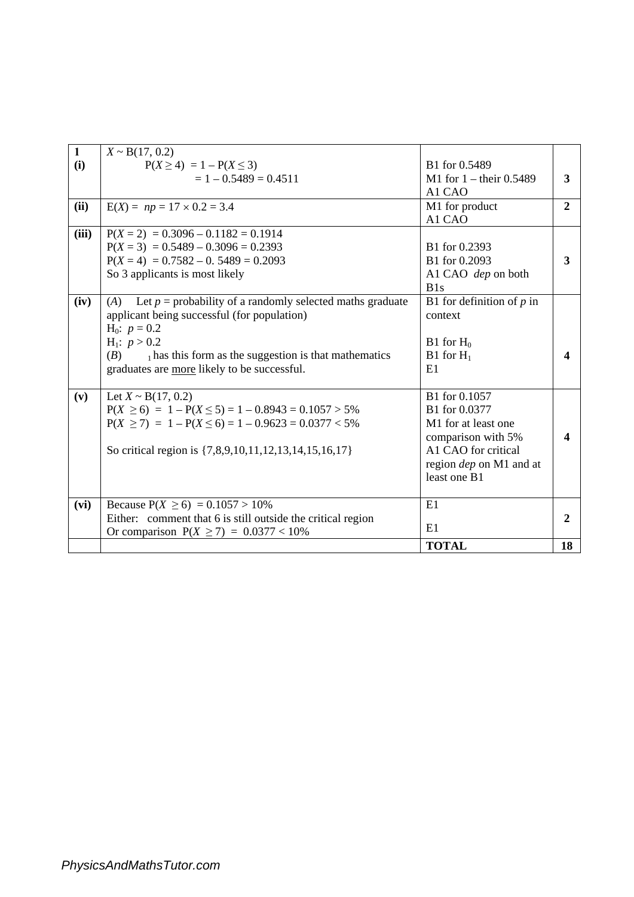| | | | |
|---|---|---|---|
| **1** **(i)** | $X \sim B(17, 0.2)$<br>$P(X \geq 4) = 1 - P(X \leq 3)$<br>$= 1 - 0.5489 = 0.4511$ | B1 for 0.5489<br>M1 for 1 – their 0.5489<br>A1 CAO | **3** |
| **(ii)** | $E(X) = np = 17 \times 0.2 = 3.4$ | M1 for product<br>A1 CAO | **2** |
| **(iii)** | $P(X = 2) = 0.3096 - 0.1182 = 0.1914$<br>$P(X = 3) = 0.5489 - 0.3096 = 0.2393$<br>$P(X = 4) = 0.7582 - 0.5489 = 0.2093$<br>So 3 applicants is most likely | B1 for 0.2393<br>B1 for 0.2093<br>A1 CAO *dep* on both B1s | **3** |
| **(iv)** | (*A*) Let $p$ = probability of a randomly selected maths graduate applicant being successful (for population)<br>$H_0$: $p = 0.2$<br>$H_1$: $p > 0.2$<br>(*B*) $_1$ has this form as the suggestion is that mathematics graduates are <u>more</u> likely to be successful. | B1 for definition of $p$ in context<br><br>B1 for $H_0$<br>B1 for $H_1$<br>E1 | **4** |
| **(v)** | Let $X \sim B(17, 0.2)$<br>$P(X \geq 6) = 1 - P(X \leq 5) = 1 - 0.8943 = 0.1057 > 5\%$<br>$P(X \geq 7) = 1 - P(X \leq 6) = 1 - 0.9623 = 0.0377 < 5\%$<br><br>So critical region is {7,8,9,10,11,12,13,14,15,16,17} | B1 for 0.1057<br>B1 for 0.0377<br>M1 for at least one comparison with 5%<br>A1 CAO for critical region *dep* on M1 and at least one B1 | **4** |
| **(vi)** | Because $P(X \geq 6) = 0.1057 > 10\%$<br>Either: comment that 6 is still outside the critical region<br>Or comparison $P(X \geq 7) = 0.0377 < 10\%$ | E1<br><br>E1 | **2** |
| | | **TOTAL** | **18** |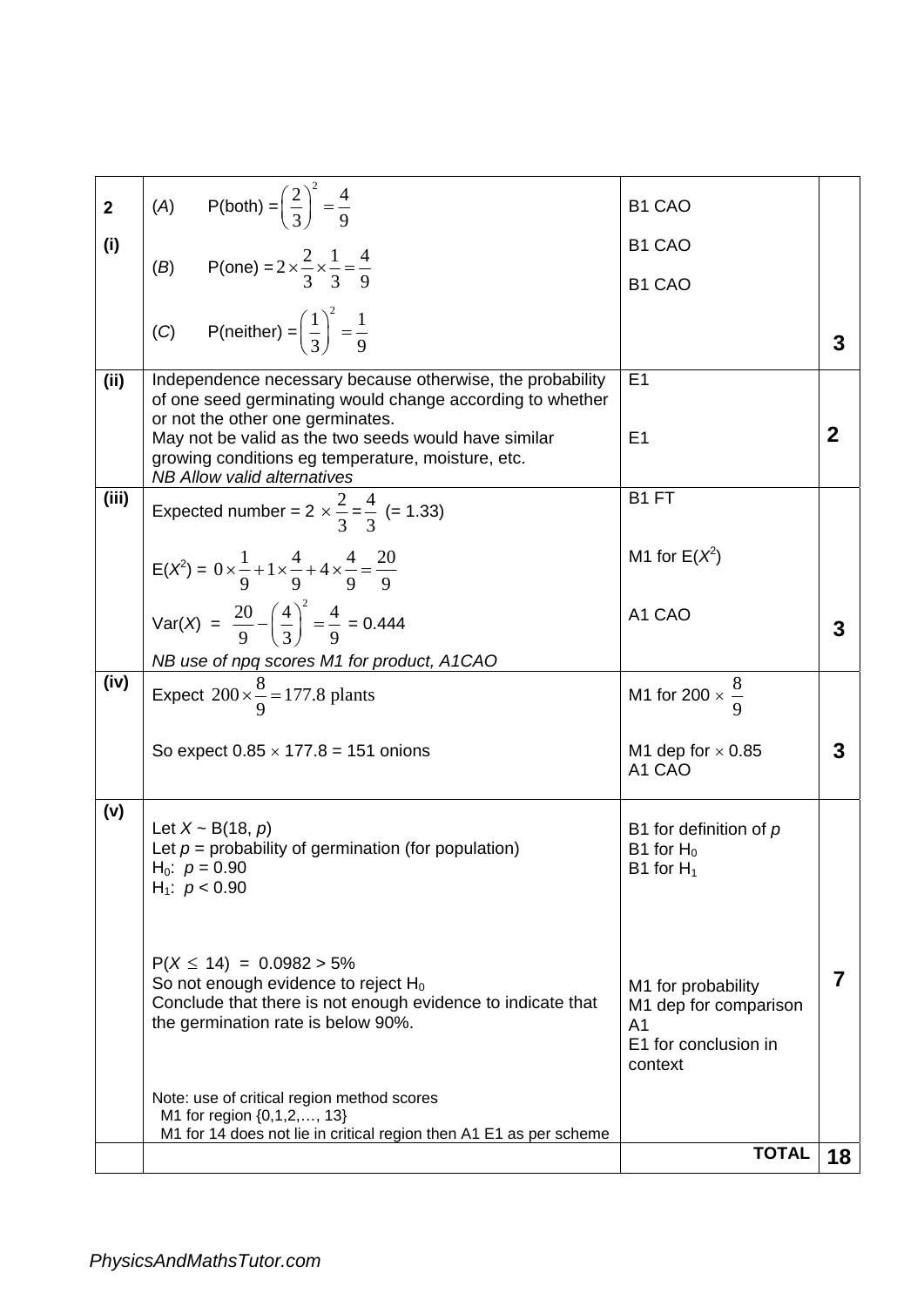| | | | |
|---|---|---|---|
| **2** **(i)** | (*A*) P(both) = $\left(\frac{2}{3}\right)^2 = \frac{4}{9}$<br><br>(*B*) P(one) = $2\times\frac{2}{3}\times\frac{1}{3}=\frac{4}{9}$<br><br>(*C*) P(neither) = $\left(\frac{1}{3}\right)^2 = \frac{1}{9}$ | B1 CAO<br><br>B1 CAO<br><br>B1 CAO | **3** |
| **(ii)** | Independence necessary because otherwise, the probability of one seed germinating would change according to whether or not the other one germinates.<br>May not be valid as the two seeds would have similar growing conditions eg temperature, moisture, etc.<br>*NB Allow valid alternatives* | E1<br><br>E1 | **2** |
| **(iii)** | Expected number = 2 $\times \frac{2}{3} = \frac{4}{3}$ (= 1.33)<br><br>E($X^2$) = $0\times\frac{1}{9}+1\times\frac{4}{9}+4\times\frac{4}{9}=\frac{20}{9}$<br><br>Var($X$) = $\frac{20}{9}-\left(\frac{4}{3}\right)^2=\frac{4}{9}$ = 0.444<br>*NB use of npq scores M1 for product, A1CAO* | B1 FT<br><br>M1 for E($X^2$)<br><br>A1 CAO | **3** |
| **(iv)** | Expect $200\times\frac{8}{9}=177.8$ plants<br><br>So expect 0.85 × 177.8 = 151 onions | M1 for 200 × $\frac{8}{9}$<br><br>M1 dep for × 0.85<br>A1 CAO | **3** |
| **(v)** | Let $X$ ~ B(18, $p$)<br>Let $p$ = probability of germination (for population)<br>$H_0$: $p$ = 0.90<br>$H_1$: $p$ < 0.90<br><br>P($X \le 14$) = 0.0982 > 5%<br>So not enough evidence to reject $H_0$<br>Conclude that there is not enough evidence to indicate that the germination rate is below 90%.<br><br>Note: use of critical region method scores<br>M1 for region {0,1,2,…, 13}<br>M1 for 14 does not lie in critical region then A1 E1 as per scheme | B1 for definition of $p$<br>B1 for $H_0$<br>B1 for $H_1$<br><br>M1 for probability<br>M1 dep for comparison<br>A1<br>E1 for conclusion in context | **7** |
| | | **TOTAL** | **18** |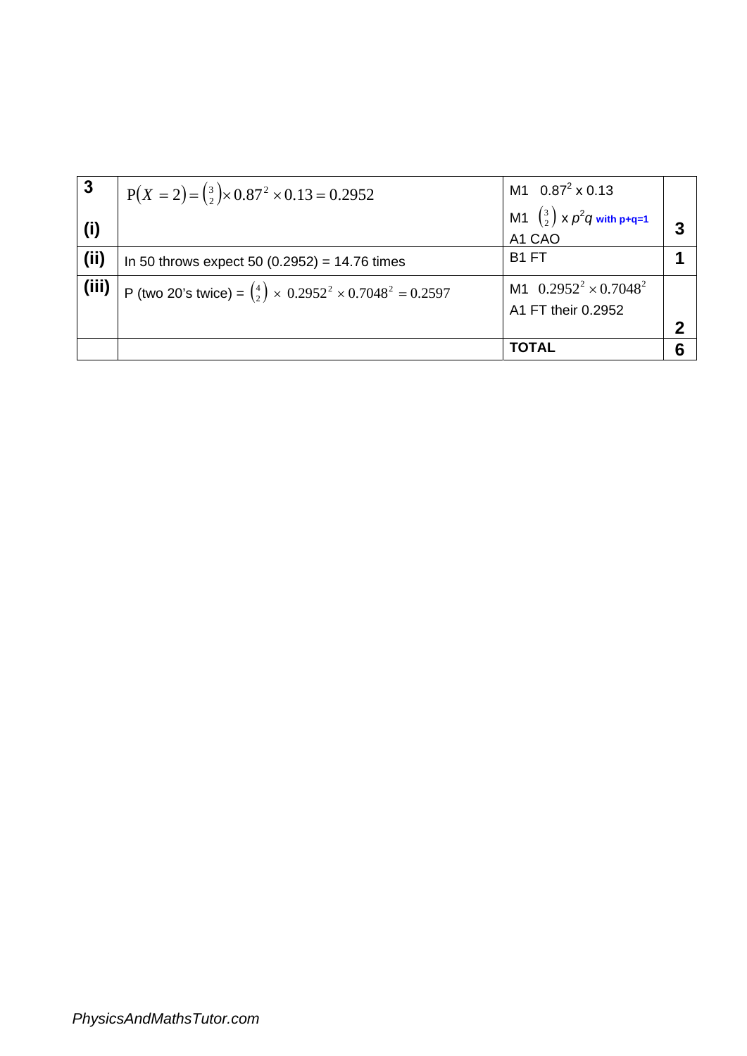| 3 (i) | $P(X = 2) = \binom{3}{2} \times 0.87^2 \times 0.13 = 0.2952$ | M1 $0.87^2 \times 0.13$<br>M1 $\binom{3}{2} \times p^2 q$ with p+q=1<br>A1 CAO | 3 |
|---|---|---|---|
| (ii) | In 50 throws expect 50 (0.2952) = 14.76 times | B1 FT | 1 |
| (iii) | P (two 20's twice) = $\binom{4}{2} \times 0.2952^2 \times 0.7048^2 = 0.2597$ | M1 $0.2952^2 \times 0.7048^2$<br>A1 FT their 0.2952 | 2 |
| | | **TOTAL** | 6 |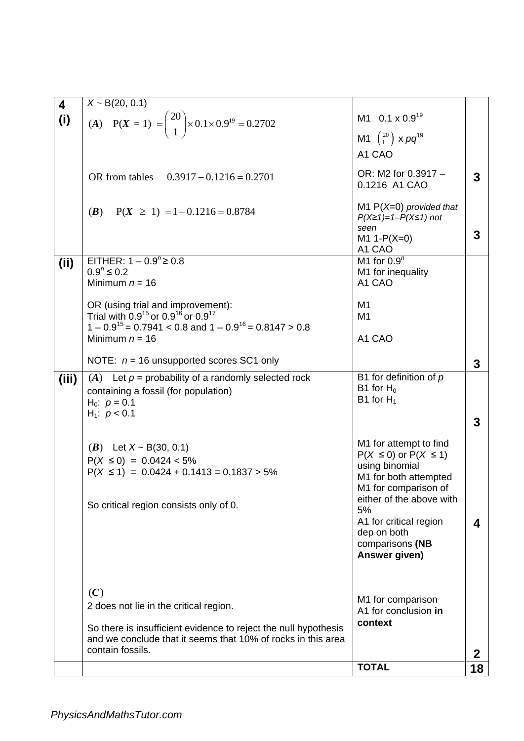| | | | |
|---|---|---|---|
| **4 (i)** | $X \sim B(20, 0.1)$<br>(*A*) $P(X = 1) = \binom{20}{1} \times 0.1 \times 0.9^{19} = 0.2702$<br><br>OR from tables $0.3917 - 0.1216 = 0.2701$<br><br>(*B*) $P(X \geq 1) = 1 - 0.1216 = 0.8784$ | M1 $0.1 \times 0.9^{19}$<br>M1 $\binom{20}{1} \times pq^{19}$<br>A1 CAO<br>OR: M2 for 0.3917 – 0.1216 A1 CAO<br><br>M1 $P(X=0)$ *provided that $P(X \geq 1) = 1 - P(X \leq 1)$ not seen*<br>M1 1-P(X=0)<br>A1 CAO | **3**<br><br><br>**3** |
| **(ii)** | EITHER: $1 - 0.9^n \geq 0.8$<br>$0.9^n \leq 0.2$<br>Minimum $n = 16$<br><br>OR (using trial and improvement):<br>Trial with $0.9^{15}$ or $0.9^{16}$ or $0.9^{17}$<br>$1 - 0.9^{15} = 0.7941 < 0.8$ and $1 - 0.9^{16} = 0.8147 > 0.8$<br>Minimum $n = 16$<br><br>NOTE: $n = 16$ unsupported scores SC1 only | M1 for $0.9^n$<br>M1 for inequality<br>A1 CAO<br><br>M1<br>M1<br><br>A1 CAO | **3** |
| **(iii)** | (*A*) Let $p$ = probability of a randomly selected rock containing a fossil (for population)<br>$H_0$: $p = 0.1$<br>$H_1$: $p < 0.1$ | B1 for definition of $p$<br>B1 for $H_0$<br>B1 for $H_1$ | **3** |
| | (*B*) Let $X \sim B(30, 0.1)$<br>$P(X \leq 0) = 0.0424 < 5\%$<br>$P(X \leq 1) = 0.0424 + 0.1413 = 0.1837 > 5\%$<br><br>So critical region consists only of 0. | M1 for attempt to find $P(X \leq 0)$ or $P(X \leq 1)$ using binomial<br>M1 for both attempted<br>M1 for comparison of either of the above with 5%<br>A1 for critical region dep on both comparisons **(NB Answer given)** | **4** |
| | (*C*)<br>2 does not lie in the critical region.<br><br>So there is insufficient evidence to reject the null hypothesis and we conclude that it seems that 10% of rocks in this area contain fossils. | M1 for comparison<br>A1 for conclusion **in context** | **2** |
| | | **TOTAL** | **18** |